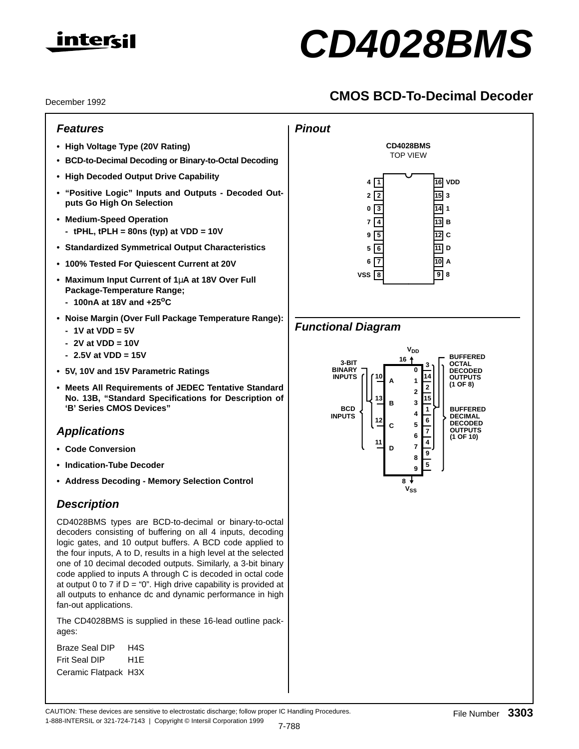# CD4028BMS

December 1992

## CMOS BCD-To-Decimal Decoder

### Features

- **High Voltage Type (20V Rating)**
- **BCD-to-Decimal Decoding or Binary-to-Octal Decoding**
- **High Decoded Output Drive Capability**
- **"Positive Logic" Inputs and Outputs - Decoded Outputs Go High On Selection**
- **Medium-Speed Operation**
  - **tPHL, tPLH = 80ns (typ) at VDD = 10V**
- **Standardized Symmetrical Output Characteristics**
- **100% Tested For Quiescent Current at 20V**
- **Maximum Input Current of 1μA at 18V Over Full Package-Temperature Range;**
  - **100nA at 18V and +25$^{o}$C**
- **Noise Margin (Over Full Package Temperature Range):**
  - **1V at VDD = 5V**
  - **2V at VDD = 10V**
  - **2.5V at VDD = 15V**
- **5V, 10V and 15V Parametric Ratings**
- **Meets All Requirements of JEDEC Tentative Standard No. 13B, "Standard Specifications for Description of 'B' Series CMOS Devices"**

### Applications

- **Code Conversion**
- **Indication-Tube Decoder**
- **Address Decoding - Memory Selection Control**

### Description

CD4028BMS types are BCD-to-decimal or binary-to-octal decoders consisting of buffering on all 4 inputs, decoding logic gates, and 10 output buffers. A BCD code applied to the four inputs, A to D, results in a high level at the selected one of 10 decimal decoded outputs. Similarly, a 3-bit binary code applied to inputs A through C is decoded in octal code at output 0 to 7 if D = "0". High drive capability is provided at all outputs to enhance dc and dynamic performance in high fan-out applications.

The CD4028BMS is supplied in these 16-lead outline packages:

| | |
|---|---|
| Braze Seal DIP | H4S |
| Frit Seal DIP | H1E |
| Ceramic Flatpack | H3X |

### Pinout

CD4028BMS
TOP VIEW

| Function | Pin | Pin | Function |
|---|---|---|---|
| 4 | 1 | 16 | VDD |
| 2 | 2 | 15 | 3 |
| 0 | 3 | 14 | 1 |
| 7 | 4 | 13 | B |
| 9 | 5 | 12 | C |
| 5 | 6 | 11 | D |
| 6 | 7 | 10 | A |
| VSS | 8 | 9 | 8 |

### Functional Diagram

$V_{DD}$ (16), $V_{SS}$ (8)

3-BIT BINARY INPUTS / BCD INPUTS: A (10), B (13), C (12), D (11)

| Output | Pin |
|---|---|
| 0 | 3 |
| 1 | 14 |
| 2 | 2 |
| 3 | 15 |
| 4 | 1 |
| 5 | 6 |
| 6 | 7 |
| 7 | 4 |
| 8 | 9 |
| 9 | 5 |

BUFFERED OCTAL DECODED OUTPUTS (1 OF 8): outputs 0–7

BUFFERED DECIMAL DECODED OUTPUTS (1 OF 10): outputs 0–9

CAUTION: These devices are sensitive to electrostatic discharge; follow proper IC Handling Procedures.
1-888-INTERSIL or 321-724-7143 | Copyright © Intersil Corporation 1999

File Number **3303**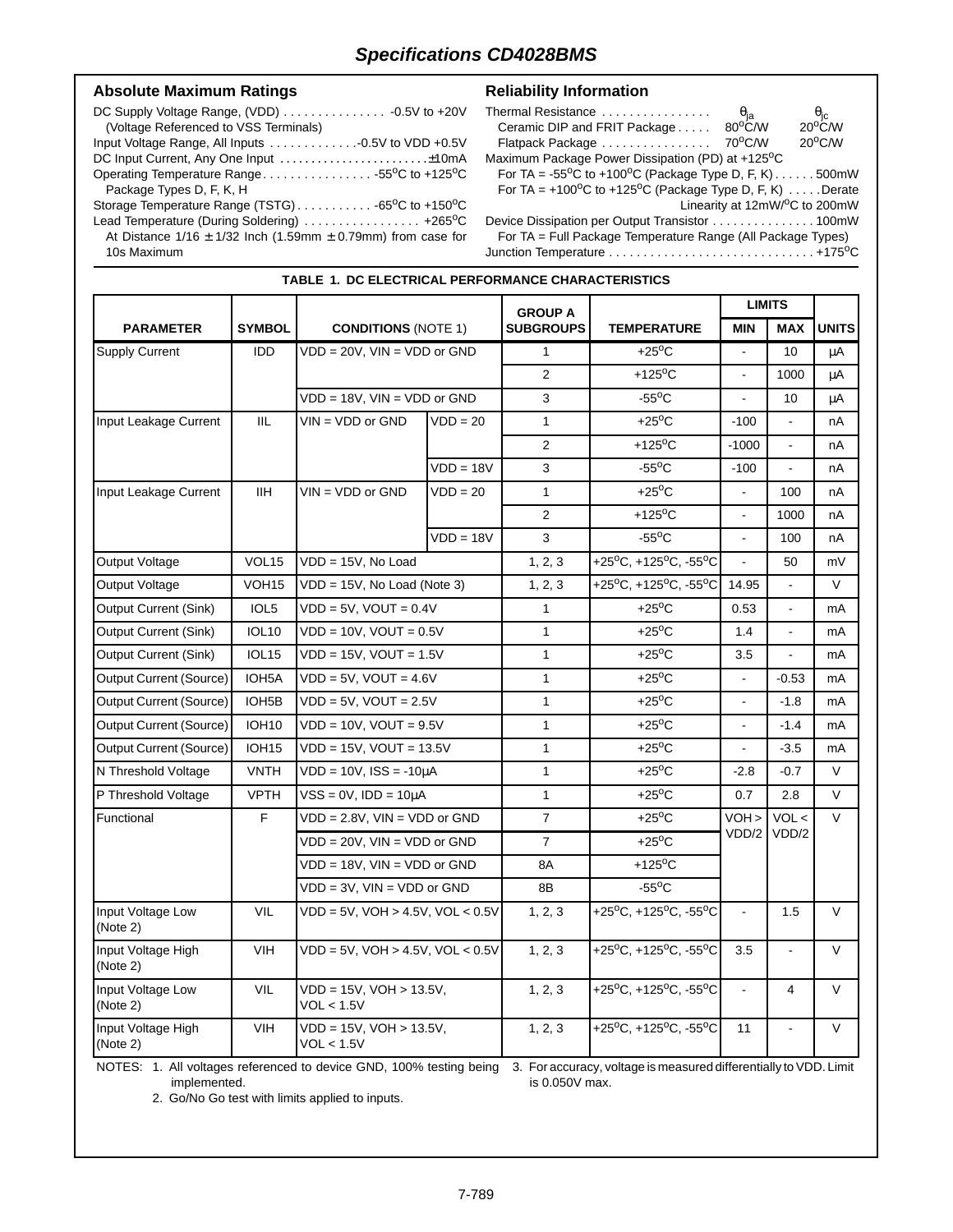## Specifications CD4028BMS

### Absolute Maximum Ratings

DC Supply Voltage Range, (VDD) . . . . . . . . . . . . . . . -0.5V to +20V
(Voltage Referenced to VSS Terminals)
Input Voltage Range, All Inputs . . . . . . . . . . . . .-0.5V to VDD +0.5V
DC Input Current, Any One Input . . . . . . . . . . . . . . . . . . . . . . .±10mA
Operating Temperature Range. . . . . . . . . . . . . . . . -55°C to +125°C
Package Types D, F, K, H
Storage Temperature Range (TSTG) . . . . . . . . . . . -65°C to +150°C
Lead Temperature (During Soldering) . . . . . . . . . . . . . . . . . +265°C
At Distance 1/16 ± 1/32 Inch (1.59mm ± 0.79mm) from case for 10s Maximum

### Reliability Information

| Thermal Resistance . . . . . . . . . . . . . . . . | $\theta_{ja}$ | $\theta_{jc}$ |
|---|---|---|
| Ceramic DIP and FRIT Package . . . . . | 80°C/W | 20°C/W |
| Flatpack Package . . . . . . . . . . . . . . . . | 70°C/W | 20°C/W |

Maximum Package Power Dissipation (PD) at +125°C
For TA = -55°C to +100°C (Package Type D, F, K) . . . . . . 500mW
For TA = +100°C to +125°C (Package Type D, F, K) . . . . . Derate Linearity at 12mW/°C to 200mW
Device Dissipation per Output Transistor . . . . . . . . . . . . . . . 100mW
For TA = Full Package Temperature Range (All Package Types)
Junction Temperature . . . . . . . . . . . . . . . . . . . . . . . . . . . . . . +175°C

**TABLE 1. DC ELECTRICAL PERFORMANCE CHARACTERISTICS**

| PARAMETER | SYMBOL | CONDITIONS (NOTE 1) | | GROUP A SUBGROUPS | TEMPERATURE | LIMITS MIN | LIMITS MAX | UNITS |
|---|---|---|---|---|---|---|---|---|
| Supply Current | IDD | VDD = 20V, VIN = VDD or GND | | 1 | +25°C | - | 10 | µA |
| | | | | 2 | +125°C | - | 1000 | µA |
| | | VDD = 18V, VIN = VDD or GND | | 3 | -55°C | - | 10 | µA |
| Input Leakage Current | IIL | VIN = VDD or GND | VDD = 20 | 1 | +25°C | -100 | - | nA |
| | | | | 2 | +125°C | -1000 | - | nA |
| | | | VDD = 18V | 3 | -55°C | -100 | - | nA |
| Input Leakage Current | IIH | VIN = VDD or GND | VDD = 20 | 1 | +25°C | - | 100 | nA |
| | | | | 2 | +125°C | - | 1000 | nA |
| | | | VDD = 18V | 3 | -55°C | - | 100 | nA |
| Output Voltage | VOL15 | VDD = 15V, No Load | | 1, 2, 3 | +25°C, +125°C, -55°C | - | 50 | mV |
| Output Voltage | VOH15 | VDD = 15V, No Load (Note 3) | | 1, 2, 3 | +25°C, +125°C, -55°C | 14.95 | - | V |
| Output Current (Sink) | IOL5 | VDD = 5V, VOUT = 0.4V | | 1 | +25°C | 0.53 | - | mA |
| Output Current (Sink) | IOL10 | VDD = 10V, VOUT = 0.5V | | 1 | +25°C | 1.4 | - | mA |
| Output Current (Sink) | IOL15 | VDD = 15V, VOUT = 1.5V | | 1 | +25°C | 3.5 | - | mA |
| Output Current (Source) | IOH5A | VDD = 5V, VOUT = 4.6V | | 1 | +25°C | - | -0.53 | mA |
| Output Current (Source) | IOH5B | VDD = 5V, VOUT = 2.5V | | 1 | +25°C | - | -1.8 | mA |
| Output Current (Source) | IOH10 | VDD = 10V, VOUT = 9.5V | | 1 | +25°C | - | -1.4 | mA |
| Output Current (Source) | IOH15 | VDD = 15V, VOUT = 13.5V | | 1 | +25°C | - | -3.5 | mA |
| N Threshold Voltage | VNTH | VDD = 10V, ISS = -10µA | | 1 | +25°C | -2.8 | -0.7 | V |
| P Threshold Voltage | VPTH | VSS = 0V, IDD = 10µA | | 1 | +25°C | 0.7 | 2.8 | V |
| Functional | F | VDD = 2.8V, VIN = VDD or GND | | 7 | +25°C | VOH > VDD/2 | VOL < VDD/2 | V |
| | | VDD = 20V, VIN = VDD or GND | | 7 | +25°C | | | |
| | | VDD = 18V, VIN = VDD or GND | | 8A | +125°C | | | |
| | | VDD = 3V, VIN = VDD or GND | | 8B | -55°C | | | |
| Input Voltage Low (Note 2) | VIL | VDD = 5V, VOH > 4.5V, VOL < 0.5V | | 1, 2, 3 | +25°C, +125°C, -55°C | - | 1.5 | V |
| Input Voltage High (Note 2) | VIH | VDD = 5V, VOH > 4.5V, VOL < 0.5V | | 1, 2, 3 | +25°C, +125°C, -55°C | 3.5 | - | V |
| Input Voltage Low (Note 2) | VIL | VDD = 15V, VOH > 13.5V, VOL < 1.5V | | 1, 2, 3 | +25°C, +125°C, -55°C | - | 4 | V |
| Input Voltage High (Note 2) | VIH | VDD = 15V, VOH > 13.5V, VOL < 1.5V | | 1, 2, 3 | +25°C, +125°C, -55°C | 11 | - | V |

NOTES:
1. All voltages referenced to device GND, 100% testing being implemented.
2. Go/No Go test with limits applied to inputs.
3. For accuracy, voltage is measured differentially to VDD. Limit is 0.050V max.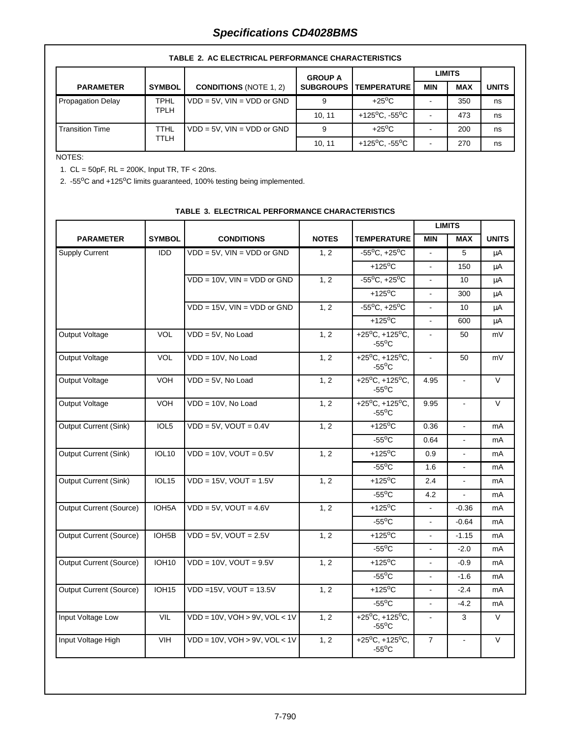# Specifications CD4028BMS

**TABLE 2. AC ELECTRICAL PERFORMANCE CHARACTERISTICS**

| PARAMETER | SYMBOL | CONDITIONS (NOTE 1, 2) | GROUP A SUBGROUPS | TEMPERATURE | LIMITS MIN | LIMITS MAX | UNITS |
|---|---|---|---|---|---|---|---|
| Propagation Delay | TPHL TPLH | VDD = 5V, VIN = VDD or GND | 9 | +25°C | - | 350 | ns |
| | | | 10, 11 | +125°C, -55°C | - | 473 | ns |
| Transition Time | TTHL TTLH | VDD = 5V, VIN = VDD or GND | 9 | +25°C | - | 200 | ns |
| | | | 10, 11 | +125°C, -55°C | - | 270 | ns |

NOTES:

1. CL = 50pF, RL = 200K, Input TR, TF < 20ns.
2. -55°C and +125°C limits guaranteed, 100% testing being implemented.

**TABLE 3. ELECTRICAL PERFORMANCE CHARACTERISTICS**

| PARAMETER | SYMBOL | CONDITIONS | NOTES | TEMPERATURE | LIMITS MIN | LIMITS MAX | UNITS |
|---|---|---|---|---|---|---|---|
| Supply Current | IDD | VDD = 5V, VIN = VDD or GND | 1, 2 | -55°C, +25°C | - | 5 | μA |
| | | | | +125°C | - | 150 | μA |
| | | VDD = 10V, VIN = VDD or GND | 1, 2 | -55°C, +25°C | - | 10 | μA |
| | | | | +125°C | - | 300 | μA |
| | | VDD = 15V, VIN = VDD or GND | 1, 2 | -55°C, +25°C | - | 10 | μA |
| | | | | +125°C | - | 600 | μA |
| Output Voltage | VOL | VDD = 5V, No Load | 1, 2 | +25°C, +125°C, -55°C | - | 50 | mV |
| Output Voltage | VOL | VDD = 10V, No Load | 1, 2 | +25°C, +125°C, -55°C | - | 50 | mV |
| Output Voltage | VOH | VDD = 5V, No Load | 1, 2 | +25°C, +125°C, -55°C | 4.95 | - | V |
| Output Voltage | VOH | VDD = 10V, No Load | 1, 2 | +25°C, +125°C, -55°C | 9.95 | - | V |
| Output Current (Sink) | IOL5 | VDD = 5V, VOUT = 0.4V | 1, 2 | +125°C | 0.36 | - | mA |
| | | | | -55°C | 0.64 | - | mA |
| Output Current (Sink) | IOL10 | VDD = 10V, VOUT = 0.5V | 1, 2 | +125°C | 0.9 | - | mA |
| | | | | -55°C | 1.6 | - | mA |
| Output Current (Sink) | IOL15 | VDD = 15V, VOUT = 1.5V | 1, 2 | +125°C | 2.4 | - | mA |
| | | | | -55°C | 4.2 | - | mA |
| Output Current (Source) | IOH5A | VDD = 5V, VOUT = 4.6V | 1, 2 | +125°C | - | -0.36 | mA |
| | | | | -55°C | - | -0.64 | mA |
| Output Current (Source) | IOH5B | VDD = 5V, VOUT = 2.5V | 1, 2 | +125°C | - | -1.15 | mA |
| | | | | -55°C | - | -2.0 | mA |
| Output Current (Source) | IOH10 | VDD = 10V, VOUT = 9.5V | 1, 2 | +125°C | - | -0.9 | mA |
| | | | | -55°C | - | -1.6 | mA |
| Output Current (Source) | IOH15 | VDD =15V, VOUT = 13.5V | 1, 2 | +125°C | - | -2.4 | mA |
| | | | | -55°C | - | -4.2 | mA |
| Input Voltage Low | VIL | VDD = 10V, VOH > 9V, VOL < 1V | 1, 2 | +25°C, +125°C, -55°C | - | 3 | V |
| Input Voltage High | VIH | VDD = 10V, VOH > 9V, VOL < 1V | 1, 2 | +25°C, +125°C, -55°C | 7 | - | V |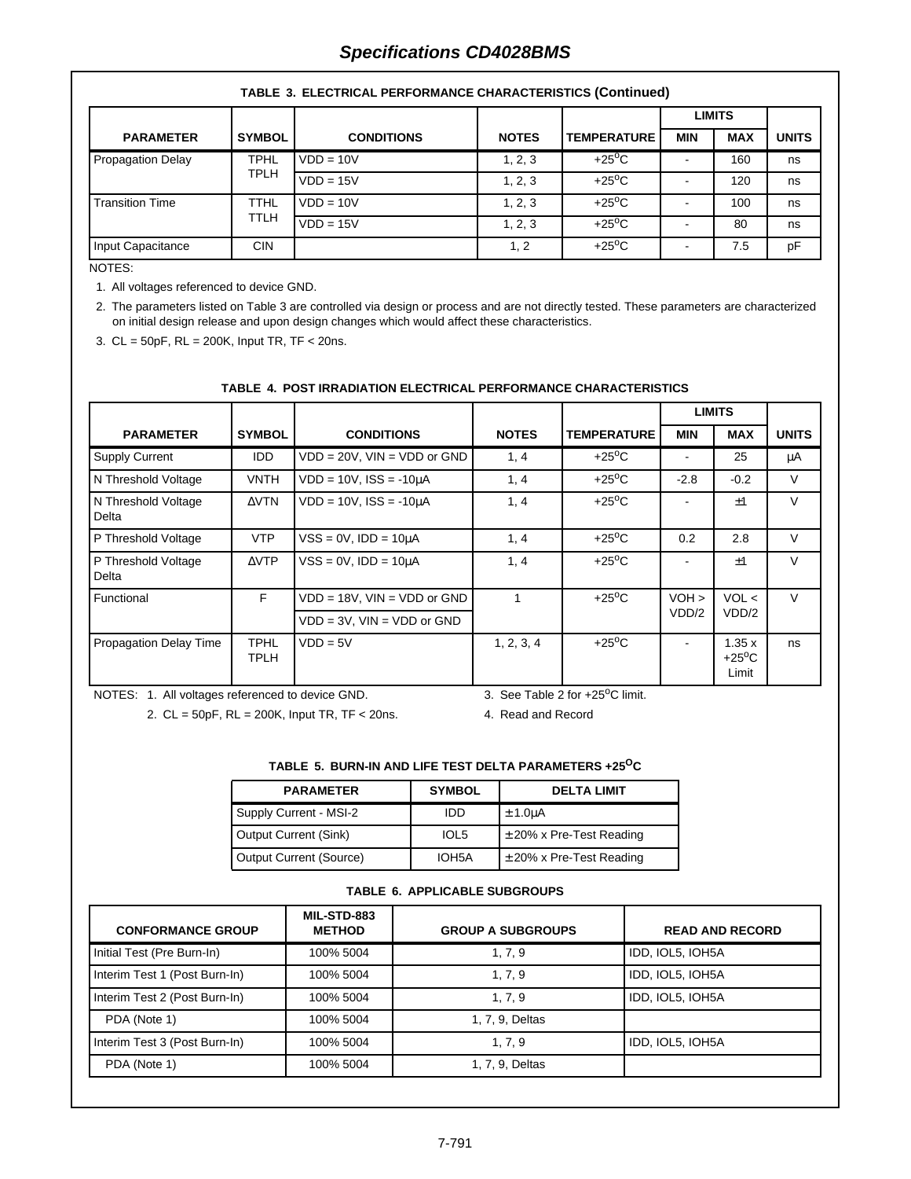## Specifications CD4028BMS

**TABLE 3. ELECTRICAL PERFORMANCE CHARACTERISTICS (Continued)**

| PARAMETER | SYMBOL | CONDITIONS | NOTES | TEMPERATURE | LIMITS MIN | LIMITS MAX | UNITS |
|---|---|---|---|---|---|---|---|
| Propagation Delay | TPHL TPLH | VDD = 10V | 1, 2, 3 | +25$^{o}$C | - | 160 | ns |
| | | VDD = 15V | 1, 2, 3 | +25$^{o}$C | - | 120 | ns |
| Transition Time | TTHL TTLH | VDD = 10V | 1, 2, 3 | +25$^{o}$C | - | 100 | ns |
| | | VDD = 15V | 1, 2, 3 | +25$^{o}$C | - | 80 | ns |
| Input Capacitance | CIN | | 1, 2 | +25$^{o}$C | - | 7.5 | pF |

NOTES:

1. All voltages referenced to device GND.
2. The parameters listed on Table 3 are controlled via design or process and are not directly tested. These parameters are characterized on initial design release and upon design changes which would affect these characteristics.
3. CL = 50pF, RL = 200K, Input TR, TF < 20ns.

**TABLE 4. POST IRRADIATION ELECTRICAL PERFORMANCE CHARACTERISTICS**

| PARAMETER | SYMBOL | CONDITIONS | NOTES | TEMPERATURE | LIMITS MIN | LIMITS MAX | UNITS |
|---|---|---|---|---|---|---|---|
| Supply Current | IDD | VDD = 20V, VIN = VDD or GND | 1, 4 | +25$^{o}$C | - | 25 | µA |
| N Threshold Voltage | VNTH | VDD = 10V, ISS = -10µA | 1, 4 | +25$^{o}$C | -2.8 | -0.2 | V |
| N Threshold Voltage Delta | ΔVTN | VDD = 10V, ISS = -10µA | 1, 4 | +25$^{o}$C | - | ±1 | V |
| P Threshold Voltage | VTP | VSS = 0V, IDD = 10µA | 1, 4 | +25$^{o}$C | 0.2 | 2.8 | V |
| P Threshold Voltage Delta | ΔVTP | VSS = 0V, IDD = 10µA | 1, 4 | +25$^{o}$C | - | ±1 | V |
| Functional | F | VDD = 18V, VIN = VDD or GND | 1 | +25$^{o}$C | VOH > VDD/2 | VOL < VDD/2 | V |
| | | VDD = 3V, VIN = VDD or GND | | | | | |
| Propagation Delay Time | TPHL TPLH | VDD = 5V | 1, 2, 3, 4 | +25$^{o}$C | - | 1.35 x +25$^{o}$C Limit | ns |

NOTES:
1. All voltages referenced to device GND.
2. CL = 50pF, RL = 200K, Input TR, TF < 20ns.
3. See Table 2 for +25$^{o}$C limit.
4. Read and Record

**TABLE 5. BURN-IN AND LIFE TEST DELTA PARAMETERS +25$^{O}$C**

| PARAMETER | SYMBOL | DELTA LIMIT |
|---|---|---|
| Supply Current - MSI-2 | IDD | ± 1.0µA |
| Output Current (Sink) | IOL5 | ± 20% x Pre-Test Reading |
| Output Current (Source) | IOH5A | ± 20% x Pre-Test Reading |

**TABLE 6. APPLICABLE SUBGROUPS**

| CONFORMANCE GROUP | MIL-STD-883 METHOD | GROUP A SUBGROUPS | READ AND RECORD |
|---|---|---|---|
| Initial Test (Pre Burn-In) | 100% 5004 | 1, 7, 9 | IDD, IOL5, IOH5A |
| Interim Test 1 (Post Burn-In) | 100% 5004 | 1, 7, 9 | IDD, IOL5, IOH5A |
| Interim Test 2 (Post Burn-In) | 100% 5004 | 1, 7, 9 | IDD, IOL5, IOH5A |
| PDA (Note 1) | 100% 5004 | 1, 7, 9, Deltas | |
| Interim Test 3 (Post Burn-In) | 100% 5004 | 1, 7, 9 | IDD, IOL5, IOH5A |
| PDA (Note 1) | 100% 5004 | 1, 7, 9, Deltas | |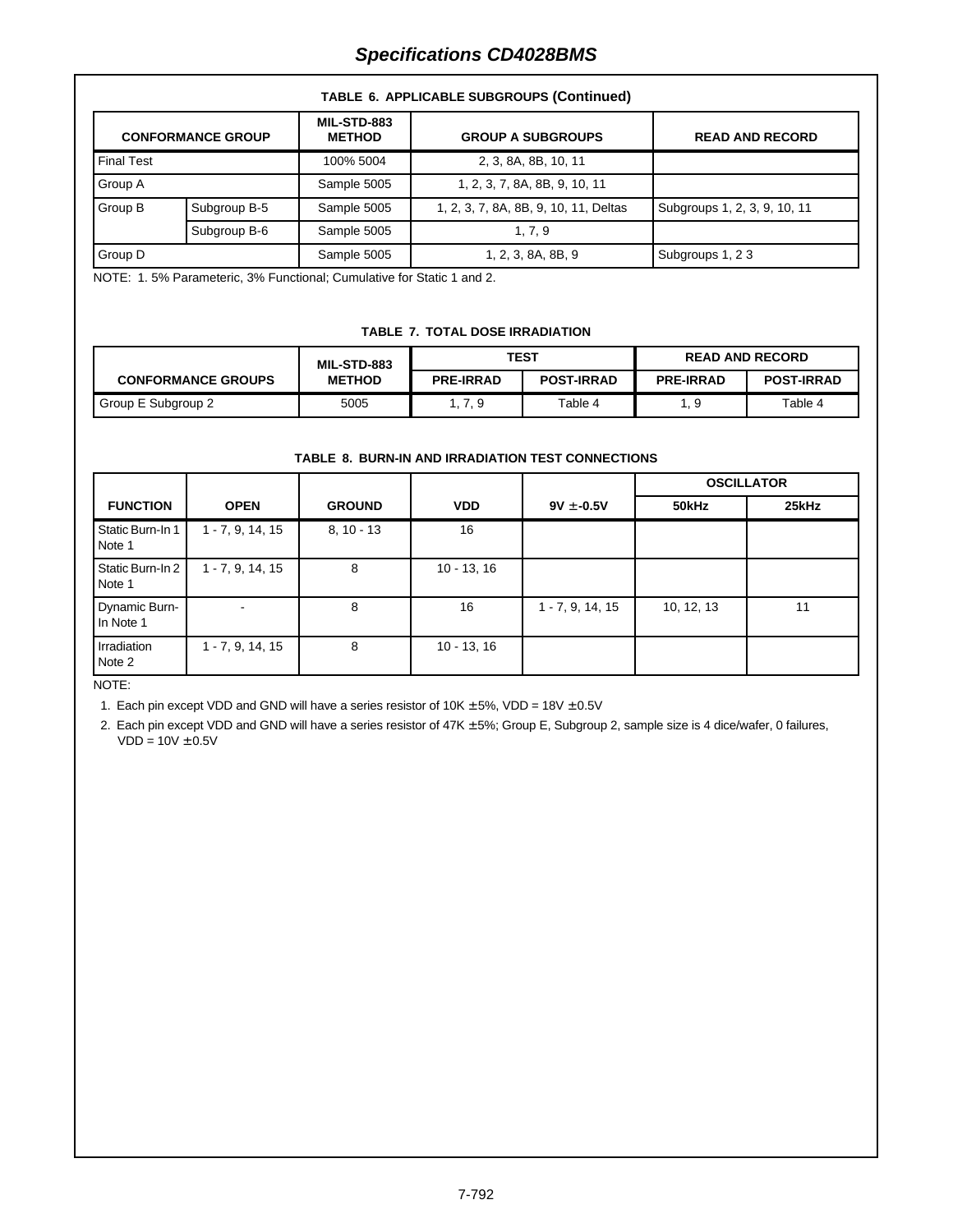**TABLE 6. APPLICABLE SUBGROUPS (Continued)**

| CONFORMANCE GROUP | | MIL-STD-883 METHOD | GROUP A SUBGROUPS | READ AND RECORD |
|---|---|---|---|---|
| Final Test | | 100% 5004 | 2, 3, 8A, 8B, 10, 11 | |
| Group A | | Sample 5005 | 1, 2, 3, 7, 8A, 8B, 9, 10, 11 | |
| Group B | Subgroup B-5 | Sample 5005 | 1, 2, 3, 7, 8A, 8B, 9, 10, 11, Deltas | Subgroups 1, 2, 3, 9, 10, 11 |
| | Subgroup B-6 | Sample 5005 | 1, 7, 9 | |
| Group D | | Sample 5005 | 1, 2, 3, 8A, 8B, 9 | Subgroups 1, 2 3 |

NOTE: 1. 5% Parameteric, 3% Functional; Cumulative for Static 1 and 2.

**TABLE 7. TOTAL DOSE IRRADIATION**

| CONFORMANCE GROUPS | MIL-STD-883 METHOD | TEST | | READ AND RECORD | |
|---|---|---|---|---|---|
| | | PRE-IRRAD | POST-IRRAD | PRE-IRRAD | POST-IRRAD |
| Group E Subgroup 2 | 5005 | 1, 7, 9 | Table 4 | 1, 9 | Table 4 |

**TABLE 8. BURN-IN AND IRRADIATION TEST CONNECTIONS**

| FUNCTION | OPEN | GROUND | VDD | 9V ± -0.5V | OSCILLATOR | |
|---|---|---|---|---|---|---|
| | | | | | 50kHz | 25kHz |
| Static Burn-In 1 Note 1 | 1 - 7, 9, 14, 15 | 8, 10 - 13 | 16 | | | |
| Static Burn-In 2 Note 1 | 1 - 7, 9, 14, 15 | 8 | 10 - 13, 16 | | | |
| Dynamic Burn-In Note 1 | - | 8 | 16 | 1 - 7, 9, 14, 15 | 10, 12, 13 | 11 |
| Irradiation Note 2 | 1 - 7, 9, 14, 15 | 8 | 10 - 13, 16 | | | |

NOTE:

1. Each pin except VDD and GND will have a series resistor of 10K ± 5%, VDD = 18V ± 0.5V
2. Each pin except VDD and GND will have a series resistor of 47K ± 5%; Group E, Subgroup 2, sample size is 4 dice/wafer, 0 failures, VDD = 10V ± 0.5V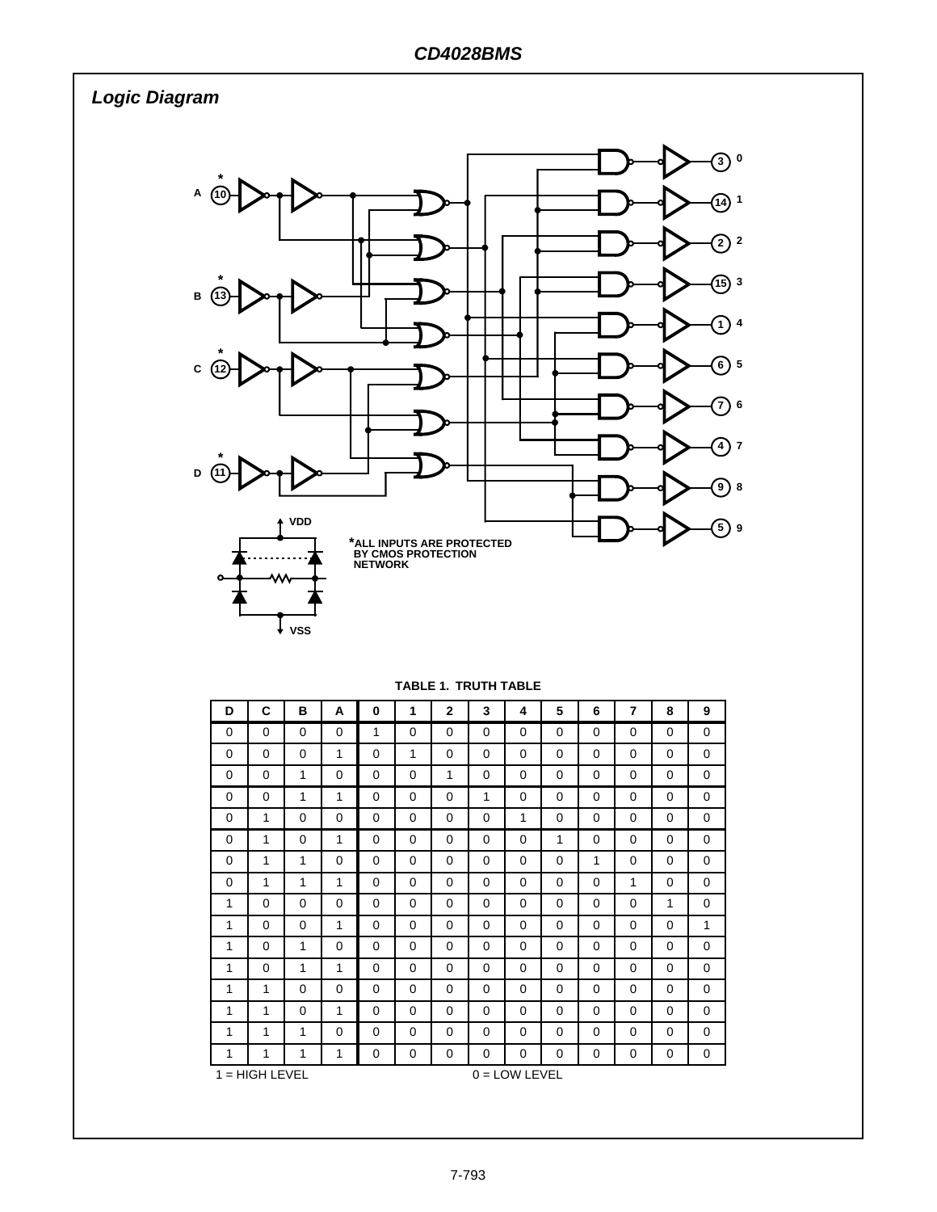## Logic Diagram

A (10)*, B (13)*, C (12)*, D (11)*

Outputs: 0 (3), 1 (14), 2 (2), 3 (15), 4 (1), 5 (6), 6 (7), 7 (4), 8 (9), 9 (5)

VDD

VSS

*ALL INPUTS ARE PROTECTED BY CMOS PROTECTION NETWORK

**TABLE 1. TRUTH TABLE**

| D | C | B | A | 0 | 1 | 2 | 3 | 4 | 5 | 6 | 7 | 8 | 9 |
|---|---|---|---|---|---|---|---|---|---|---|---|---|---|
| 0 | 0 | 0 | 0 | 1 | 0 | 0 | 0 | 0 | 0 | 0 | 0 | 0 | 0 |
| 0 | 0 | 0 | 1 | 0 | 1 | 0 | 0 | 0 | 0 | 0 | 0 | 0 | 0 |
| 0 | 0 | 1 | 0 | 0 | 0 | 1 | 0 | 0 | 0 | 0 | 0 | 0 | 0 |
| 0 | 0 | 1 | 1 | 0 | 0 | 0 | 1 | 0 | 0 | 0 | 0 | 0 | 0 |
| 0 | 1 | 0 | 0 | 0 | 0 | 0 | 0 | 1 | 0 | 0 | 0 | 0 | 0 |
| 0 | 1 | 0 | 1 | 0 | 0 | 0 | 0 | 0 | 1 | 0 | 0 | 0 | 0 |
| 0 | 1 | 1 | 0 | 0 | 0 | 0 | 0 | 0 | 0 | 1 | 0 | 0 | 0 |
| 0 | 1 | 1 | 1 | 0 | 0 | 0 | 0 | 0 | 0 | 0 | 1 | 0 | 0 |
| 1 | 0 | 0 | 0 | 0 | 0 | 0 | 0 | 0 | 0 | 0 | 0 | 1 | 0 |
| 1 | 0 | 0 | 1 | 0 | 0 | 0 | 0 | 0 | 0 | 0 | 0 | 0 | 1 |
| 1 | 0 | 1 | 0 | 0 | 0 | 0 | 0 | 0 | 0 | 0 | 0 | 0 | 0 |
| 1 | 0 | 1 | 1 | 0 | 0 | 0 | 0 | 0 | 0 | 0 | 0 | 0 | 0 |
| 1 | 1 | 0 | 0 | 0 | 0 | 0 | 0 | 0 | 0 | 0 | 0 | 0 | 0 |
| 1 | 1 | 0 | 1 | 0 | 0 | 0 | 0 | 0 | 0 | 0 | 0 | 0 | 0 |
| 1 | 1 | 1 | 0 | 0 | 0 | 0 | 0 | 0 | 0 | 0 | 0 | 0 | 0 |
| 1 | 1 | 1 | 1 | 0 | 0 | 0 | 0 | 0 | 0 | 0 | 0 | 0 | 0 |

1 = HIGH LEVEL 0 = LOW LEVEL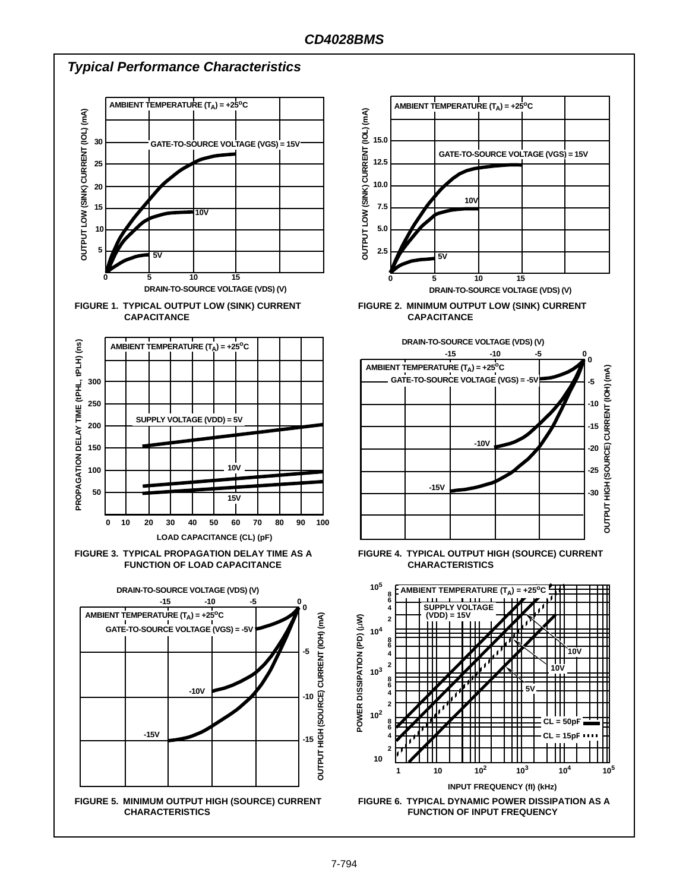## Typical Performance Characteristics

FIGURE 1. TYPICAL OUTPUT LOW (SINK) CURRENT CAPACITANCE

FIGURE 2. MINIMUM OUTPUT LOW (SINK) CURRENT CAPACITANCE

FIGURE 3. TYPICAL PROPAGATION DELAY TIME AS A FUNCTION OF LOAD CAPACITANCE

FIGURE 4. TYPICAL OUTPUT HIGH (SOURCE) CURRENT CHARACTERISTICS

FIGURE 5. MINIMUM OUTPUT HIGH (SOURCE) CURRENT CHARACTERISTICS

FIGURE 6. TYPICAL DYNAMIC POWER DISSIPATION AS A FUNCTION OF INPUT FREQUENCY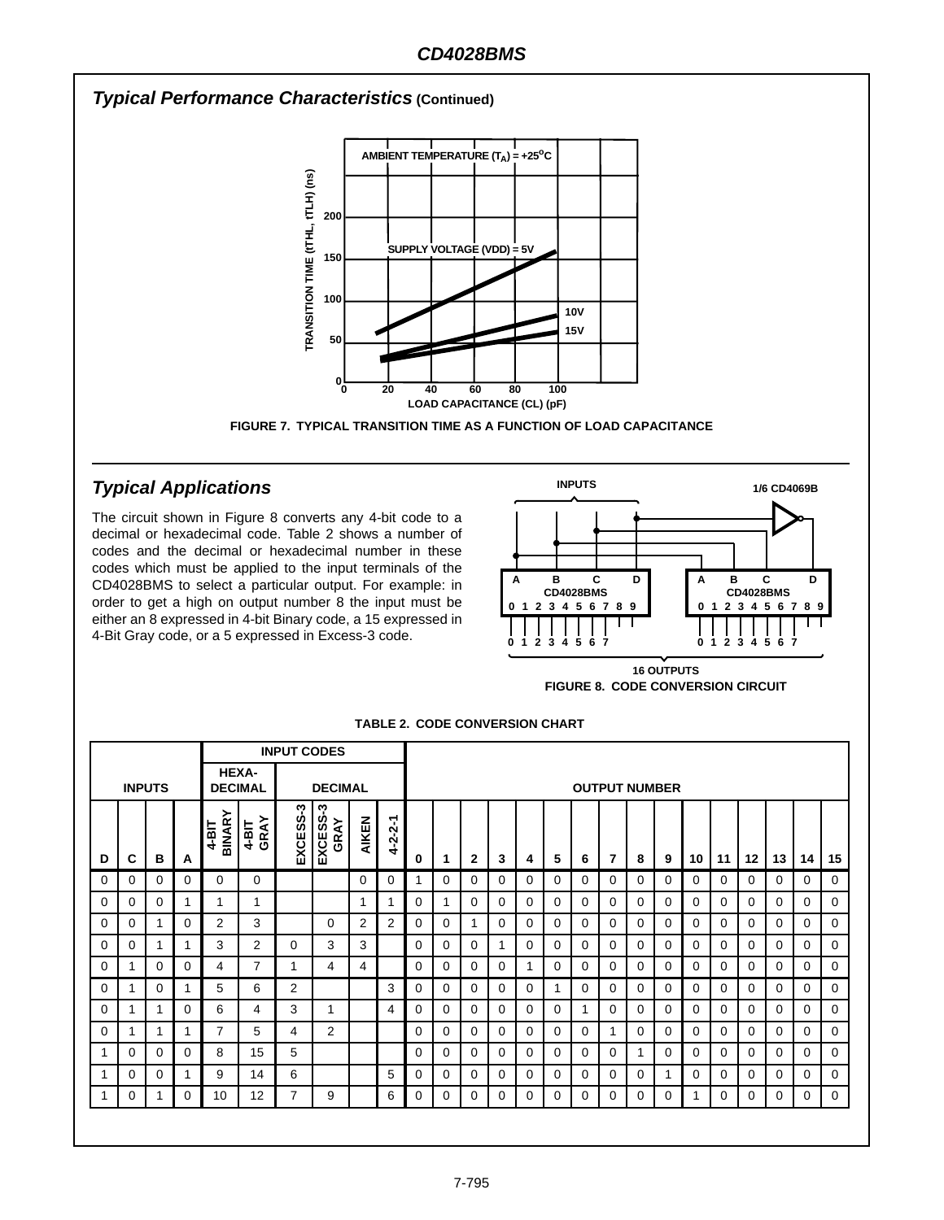## Typical Performance Characteristics (Continued)

FIGURE 7. TYPICAL TRANSITION TIME AS A FUNCTION OF LOAD CAPACITANCE

## Typical Applications

The circuit shown in Figure 8 converts any 4-bit code to a decimal or hexadecimal code. Table 2 shows a number of codes and the decimal or hexadecimal number in these codes which must be applied to the input terminals of the CD4028BMS to select a particular output. For example: in order to get a high on output number 8 the input must be either an 8 expressed in 4-Bit Binary code, a 15 expressed in 4-Bit Gray code, or a 5 expressed in Excess-3 code.

FIGURE 8. CODE CONVERSION CIRCUIT

**TABLE 2. CODE CONVERSION CHART**

| INPUTS | | | | INPUT CODES | | | | | | OUTPUT NUMBER | | | | | | | | | | | | | | | |
|---|---|---|---|---|---|---|---|---|---|---|---|---|---|---|---|---|---|---|---|---|---|---|---|---|---|
| | | | | HEXA-DECIMAL | | DECIMAL | | | | | | | | | | | | | | | | | | | |
| D | C | B | A | 4-BIT BINARY | 4-BIT GRAY | EXCESS-3 | EXCESS-3 GRAY | AIKEN | 4-2-2-1 | 0 | 1 | 2 | 3 | 4 | 5 | 6 | 7 | 8 | 9 | 10 | 11 | 12 | 13 | 14 | 15 |
| 0 | 0 | 0 | 0 | 0 | 0 | | | 0 | 0 | 1 | 0 | 0 | 0 | 0 | 0 | 0 | 0 | 0 | 0 | 0 | 0 | 0 | 0 | 0 | 0 |
| 0 | 0 | 0 | 1 | 1 | 1 | | | 1 | 1 | 0 | 1 | 0 | 0 | 0 | 0 | 0 | 0 | 0 | 0 | 0 | 0 | 0 | 0 | 0 | 0 |
| 0 | 0 | 1 | 0 | 2 | 3 | | 0 | 2 | 2 | 0 | 0 | 1 | 0 | 0 | 0 | 0 | 0 | 0 | 0 | 0 | 0 | 0 | 0 | 0 | 0 |
| 0 | 0 | 1 | 1 | 3 | 2 | 0 | 3 | 3 | | 0 | 0 | 0 | 1 | 0 | 0 | 0 | 0 | 0 | 0 | 0 | 0 | 0 | 0 | 0 | 0 |
| 0 | 1 | 0 | 0 | 4 | 7 | 1 | 4 | 4 | | 0 | 0 | 0 | 0 | 1 | 0 | 0 | 0 | 0 | 0 | 0 | 0 | 0 | 0 | 0 | 0 |
| 0 | 1 | 0 | 1 | 5 | 6 | 2 | | | 3 | 0 | 0 | 0 | 0 | 0 | 1 | 0 | 0 | 0 | 0 | 0 | 0 | 0 | 0 | 0 | 0 |
| 0 | 1 | 1 | 0 | 6 | 4 | 3 | 1 | | 4 | 0 | 0 | 0 | 0 | 0 | 0 | 1 | 0 | 0 | 0 | 0 | 0 | 0 | 0 | 0 | 0 |
| 0 | 1 | 1 | 1 | 7 | 5 | 4 | 2 | | | 0 | 0 | 0 | 0 | 0 | 0 | 0 | 1 | 0 | 0 | 0 | 0 | 0 | 0 | 0 | 0 |
| 1 | 0 | 0 | 0 | 8 | 15 | 5 | | | | 0 | 0 | 0 | 0 | 0 | 0 | 0 | 0 | 1 | 0 | 0 | 0 | 0 | 0 | 0 | 0 |
| 1 | 0 | 0 | 1 | 9 | 14 | 6 | | | 5 | 0 | 0 | 0 | 0 | 0 | 0 | 0 | 0 | 0 | 1 | 0 | 0 | 0 | 0 | 0 | 0 |
| 1 | 0 | 1 | 0 | 10 | 12 | 7 | 9 | | 6 | 0 | 0 | 0 | 0 | 0 | 0 | 0 | 0 | 0 | 0 | 1 | 0 | 0 | 0 | 0 | 0 |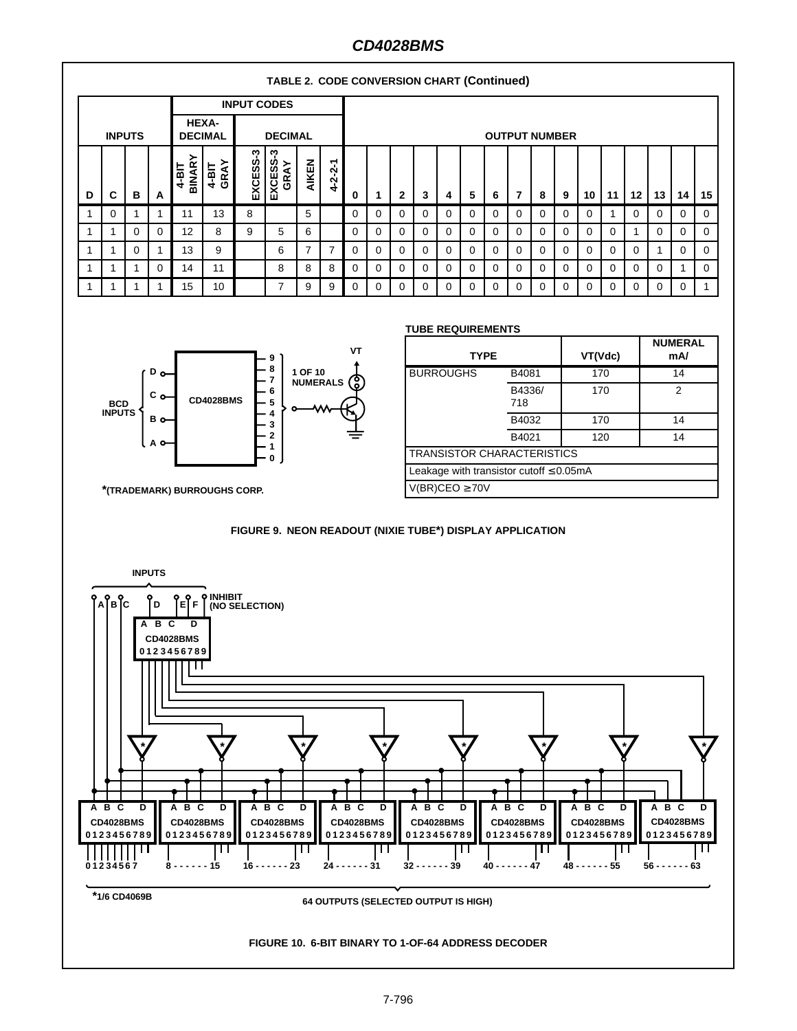**TABLE 2. CODE CONVERSION CHART (Continued)**

| INPUTS | | | | INPUT CODES | | | | | | OUTPUT NUMBER | | | | | | | | | | | | | | | |
|---|---|---|---|---|---|---|---|---|---|---|---|---|---|---|---|---|---|---|---|---|---|---|---|---|---|
| | | | | HEXA-DECIMAL | | DECIMAL | | | | | | | | | | | | | | | | | | | |
| D | C | B | A | 4-BIT BINARY | 4-BIT GRAY | EXCESS-3 | EXCESS-3 GRAY | AIKEN | 4-2-2-1 | 0 | 1 | 2 | 3 | 4 | 5 | 6 | 7 | 8 | 9 | 10 | 11 | 12 | 13 | 14 | 15 |
| 1 | 0 | 1 | 1 | 11 | 13 | 8 | | 5 | | 0 | 0 | 0 | 0 | 0 | 0 | 0 | 0 | 0 | 0 | 0 | 1 | 0 | 0 | 0 | 0 |
| 1 | 1 | 0 | 0 | 12 | 8 | 9 | 5 | 6 | | 0 | 0 | 0 | 0 | 0 | 0 | 0 | 0 | 0 | 0 | 0 | 0 | 1 | 0 | 0 | 0 |
| 1 | 1 | 0 | 1 | 13 | 9 | | 6 | 7 | 7 | 0 | 0 | 0 | 0 | 0 | 0 | 0 | 0 | 0 | 0 | 0 | 0 | 0 | 1 | 0 | 0 |
| 1 | 1 | 1 | 0 | 14 | 11 | | 8 | 8 | 8 | 0 | 0 | 0 | 0 | 0 | 0 | 0 | 0 | 0 | 0 | 0 | 0 | 0 | 0 | 1 | 0 |
| 1 | 1 | 1 | 1 | 15 | 10 | | 7 | 9 | 9 | 0 | 0 | 0 | 0 | 0 | 0 | 0 | 0 | 0 | 0 | 0 | 0 | 0 | 0 | 0 | 1 |

**TUBE REQUIREMENTS**

| TYPE | | VT(Vdc) | NUMERAL mA/ |
|---|---|---|---|
| BURROUGHS | B4081 | 170 | 14 |
| | B4336/718 | 170 | 2 |
| | B4032 | 170 | 14 |
| | B4021 | 120 | 14 |
| TRANSISTOR CHARACTERISTICS | | | |
| Leakage with transistor cutoff ≤ 0.05mA | | | |
| V(BR)CEO ≥ 70V | | | |

*(TRADEMARK) BURROUGHS CORP.

**FIGURE 9. NEON READOUT (NIXIE TUBE*) DISPLAY APPLICATION**

*1/6 CD4069B

64 OUTPUTS (SELECTED OUTPUT IS HIGH)

**FIGURE 10. 6-BIT BINARY TO 1-OF-64 ADDRESS DECODER**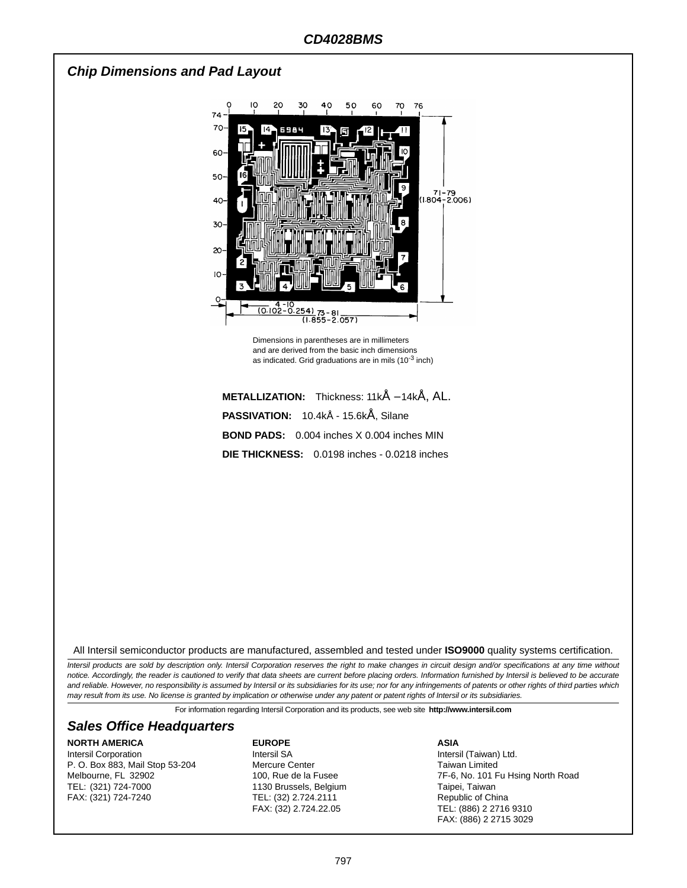## Chip Dimensions and Pad Layout

0 10 20 30 40 50 60 70 76

74 70 60 50 40 30 20 10 0

15 14 6984 13 12 11 10 16 9 1 8 2 7 3 4 5 6

71-79 (1.804-2.006)

4-10 (0.102-0.254) 73-81 (1.855-2.057)

Dimensions in parentheses are in millimeters and are derived from the basic inch dimensions as indicated. Grid graduations are in mils ($10^{-3}$ inch)

**METALLIZATION:** Thickness: 11kÅ − 14kÅ, AL.

**PASSIVATION:** 10.4kÅ - 15.6kÅ, Silane

**BOND PADS:** 0.004 inches X 0.004 inches MIN

**DIE THICKNESS:** 0.0198 inches - 0.0218 inches

All Intersil semiconductor products are manufactured, assembled and tested under **ISO9000** quality systems certification.

*Intersil products are sold by description only. Intersil Corporation reserves the right to make changes in circuit design and/or specifications at any time without notice. Accordingly, the reader is cautioned to verify that data sheets are current before placing orders. Information furnished by Intersil is believed to be accurate and reliable. However, no responsibility is assumed by Intersil or its subsidiaries for its use; nor for any infringements of patents or other rights of third parties which may result from its use. No license is granted by implication or otherwise under any patent or patent rights of Intersil or its subsidiaries.*

For information regarding Intersil Corporation and its products, see web site **http://www.intersil.com**

## Sales Office Headquarters

**NORTH AMERICA**
Intersil Corporation
P. O. Box 883, Mail Stop 53-204
Melbourne, FL 32902
TEL: (321) 724-7000
FAX: (321) 724-7240

**EUROPE**
Intersil SA
Mercure Center
100, Rue de la Fusee
1130 Brussels, Belgium
TEL: (32) 2.724.2111
FAX: (32) 2.724.22.05

**ASIA**
Intersil (Taiwan) Ltd.
Taiwan Limited
7F-6, No. 101 Fu Hsing North Road
Taipei, Taiwan
Republic of China
TEL: (886) 2 2716 9310
FAX: (886) 2 2715 3029